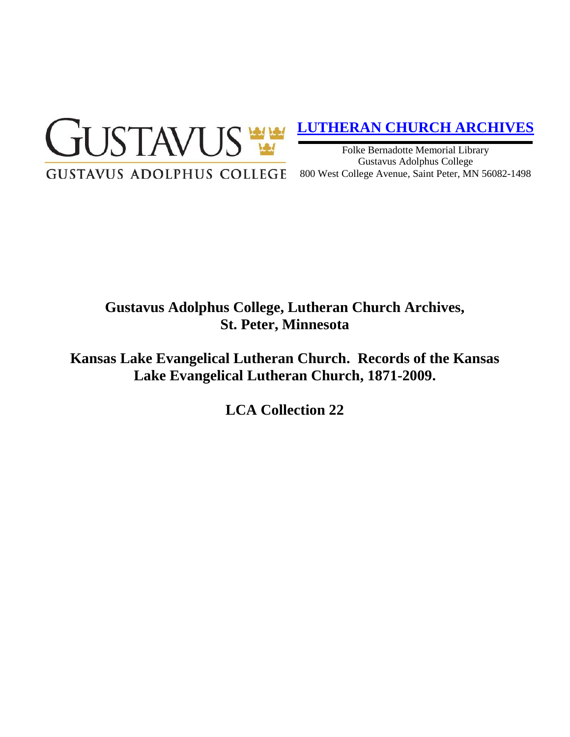GUSTAVUS

GUSTAVUS ADOLPHUS COLLEGE

**[LUTHERAN CHURCH ARCHIVES]**

Folke Bernadotte Memorial Library
Gustavus Adolphus College
800 West College Avenue, Saint Peter, MN 56082-1498

# Gustavus Adolphus College, Lutheran Church Archives, St. Peter, Minnesota

# Kansas Lake Evangelical Lutheran Church. Records of the Kansas Lake Evangelical Lutheran Church, 1871-2009.

## LCA Collection 22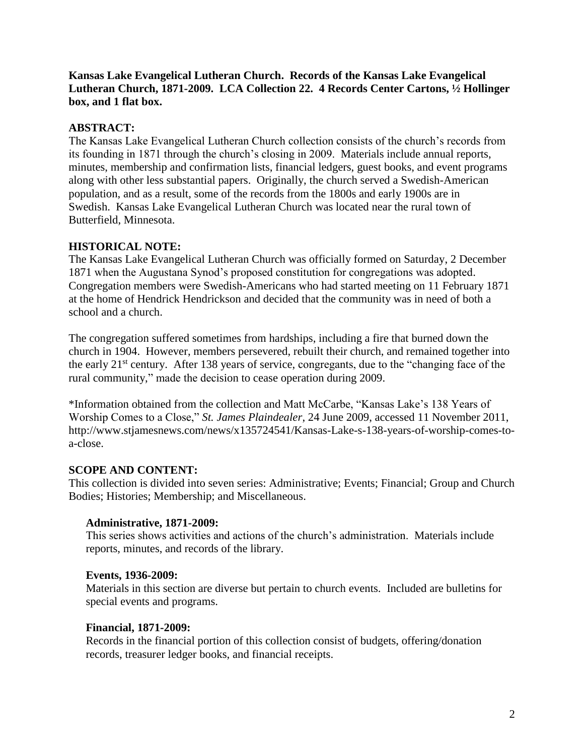**Kansas Lake Evangelical Lutheran Church. Records of the Kansas Lake Evangelical Lutheran Church, 1871-2009. LCA Collection 22. 4 Records Center Cartons, ½ Hollinger box, and 1 flat box.**

## ABSTRACT:

The Kansas Lake Evangelical Lutheran Church collection consists of the church's records from its founding in 1871 through the church's closing in 2009. Materials include annual reports, minutes, membership and confirmation lists, financial ledgers, guest books, and event programs along with other less substantial papers. Originally, the church served a Swedish-American population, and as a result, some of the records from the 1800s and early 1900s are in Swedish. Kansas Lake Evangelical Lutheran Church was located near the rural town of Butterfield, Minnesota.

## HISTORICAL NOTE:

The Kansas Lake Evangelical Lutheran Church was officially formed on Saturday, 2 December 1871 when the Augustana Synod's proposed constitution for congregations was adopted. Congregation members were Swedish-Americans who had started meeting on 11 February 1871 at the home of Hendrick Hendrickson and decided that the community was in need of both a school and a church.

The congregation suffered sometimes from hardships, including a fire that burned down the church in 1904. However, members persevered, rebuilt their church, and remained together into the early 21st century. After 138 years of service, congregants, due to the "changing face of the rural community," made the decision to cease operation during 2009.

*Information obtained from the collection and Matt McCarbe, "Kansas Lake's 138 Years of Worship Comes to a Close," *St. James Plaindealer*, 24 June 2009, accessed 11 November 2011, http://www.stjamesnews.com/news/x135724541/Kansas-Lake-s-138-years-of-worship-comes-to-a-close.

## SCOPE AND CONTENT:

This collection is divided into seven series: Administrative; Events; Financial; Group and Church Bodies; Histories; Membership; and Miscellaneous.

### Administrative, 1871-2009:

This series shows activities and actions of the church's administration. Materials include reports, minutes, and records of the library.

### Events, 1936-2009:

Materials in this section are diverse but pertain to church events. Included are bulletins for special events and programs.

### Financial, 1871-2009:

Records in the financial portion of this collection consist of budgets, offering/donation records, treasurer ledger books, and financial receipts.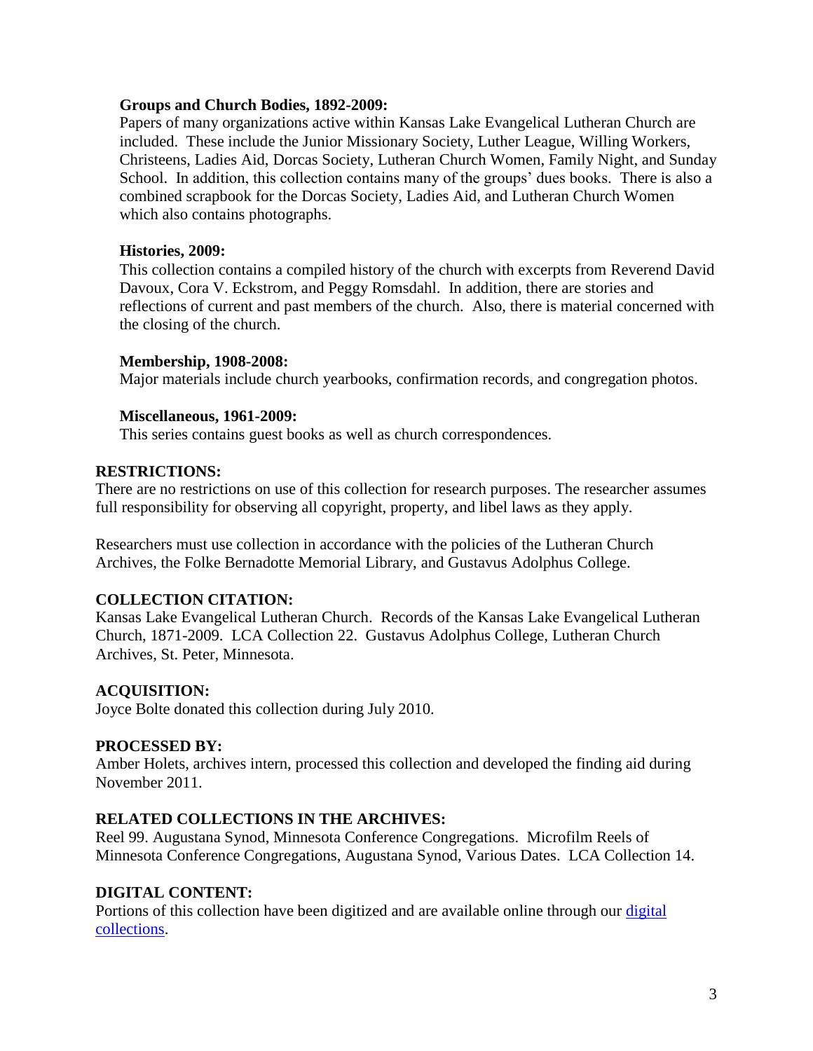**Groups and Church Bodies, 1892-2009:**
Papers of many organizations active within Kansas Lake Evangelical Lutheran Church are included. These include the Junior Missionary Society, Luther League, Willing Workers, Christeens, Ladies Aid, Dorcas Society, Lutheran Church Women, Family Night, and Sunday School. In addition, this collection contains many of the groups' dues books. There is also a combined scrapbook for the Dorcas Society, Ladies Aid, and Lutheran Church Women which also contains photographs.

**Histories, 2009:**
This collection contains a compiled history of the church with excerpts from Reverend David Davoux, Cora V. Eckstrom, and Peggy Romsdahl. In addition, there are stories and reflections of current and past members of the church. Also, there is material concerned with the closing of the church.

**Membership, 1908-2008:**
Major materials include church yearbooks, confirmation records, and congregation photos.

**Miscellaneous, 1961-2009:**
This series contains guest books as well as church correspondences.

## RESTRICTIONS:

There are no restrictions on use of this collection for research purposes. The researcher assumes full responsibility for observing all copyright, property, and libel laws as they apply.

Researchers must use collection in accordance with the policies of the Lutheran Church Archives, the Folke Bernadotte Memorial Library, and Gustavus Adolphus College.

## COLLECTION CITATION:

Kansas Lake Evangelical Lutheran Church. Records of the Kansas Lake Evangelical Lutheran Church, 1871-2009. LCA Collection 22. Gustavus Adolphus College, Lutheran Church Archives, St. Peter, Minnesota.

## ACQUISITION:

Joyce Bolte donated this collection during July 2010.

## PROCESSED BY:

Amber Holets, archives intern, processed this collection and developed the finding aid during November 2011.

## RELATED COLLECTIONS IN THE ARCHIVES:

Reel 99. Augustana Synod, Minnesota Conference Congregations. Microfilm Reels of Minnesota Conference Congregations, Augustana Synod, Various Dates. LCA Collection 14.

## DIGITAL CONTENT:

Portions of this collection have been digitized and are available online through our digital collections.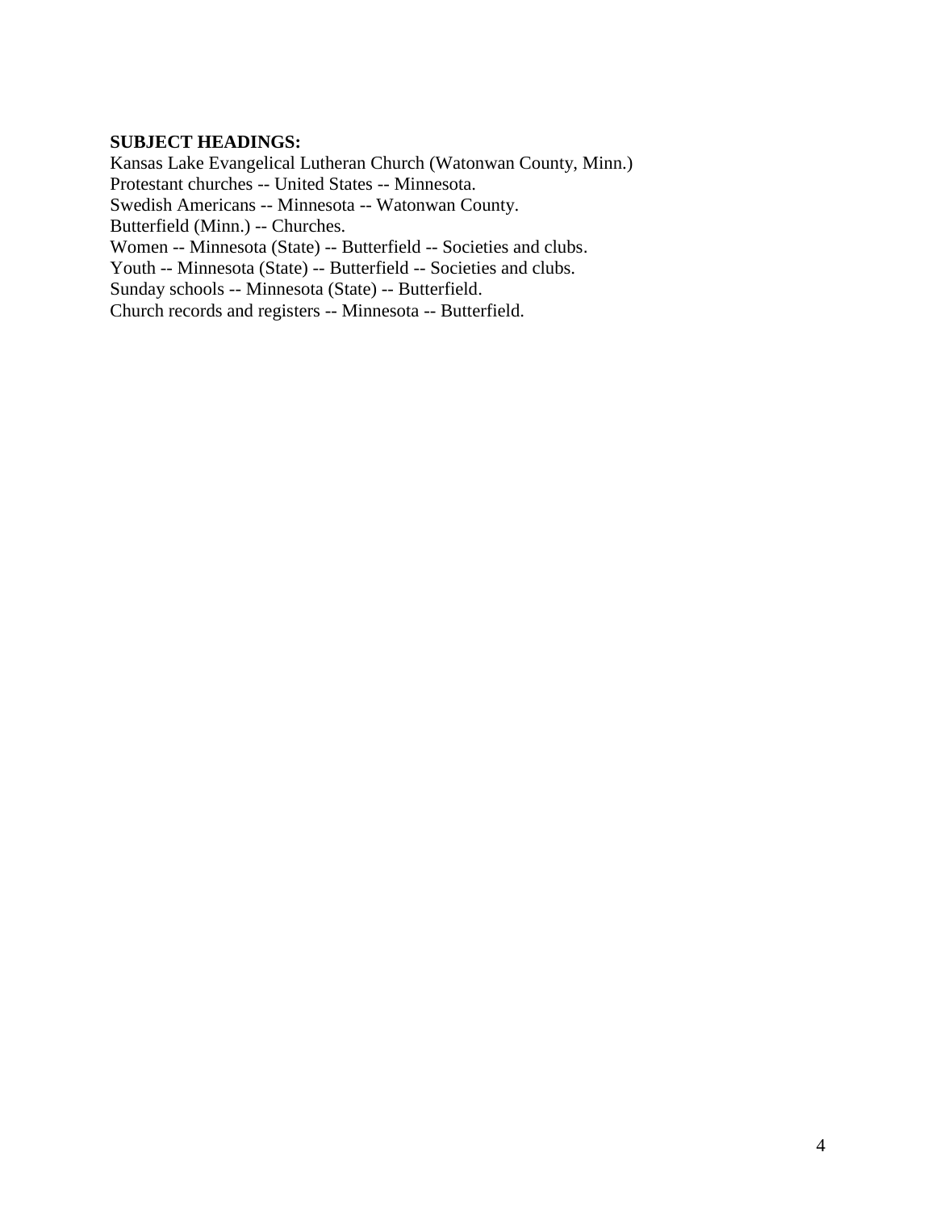**SUBJECT HEADINGS:**

Kansas Lake Evangelical Lutheran Church (Watonwan County, Minn.)
Protestant churches -- United States -- Minnesota.
Swedish Americans -- Minnesota -- Watonwan County.
Butterfield (Minn.) -- Churches.
Women -- Minnesota (State) -- Butterfield -- Societies and clubs.
Youth -- Minnesota (State) -- Butterfield -- Societies and clubs.
Sunday schools -- Minnesota (State) -- Butterfield.
Church records and registers -- Minnesota -- Butterfield.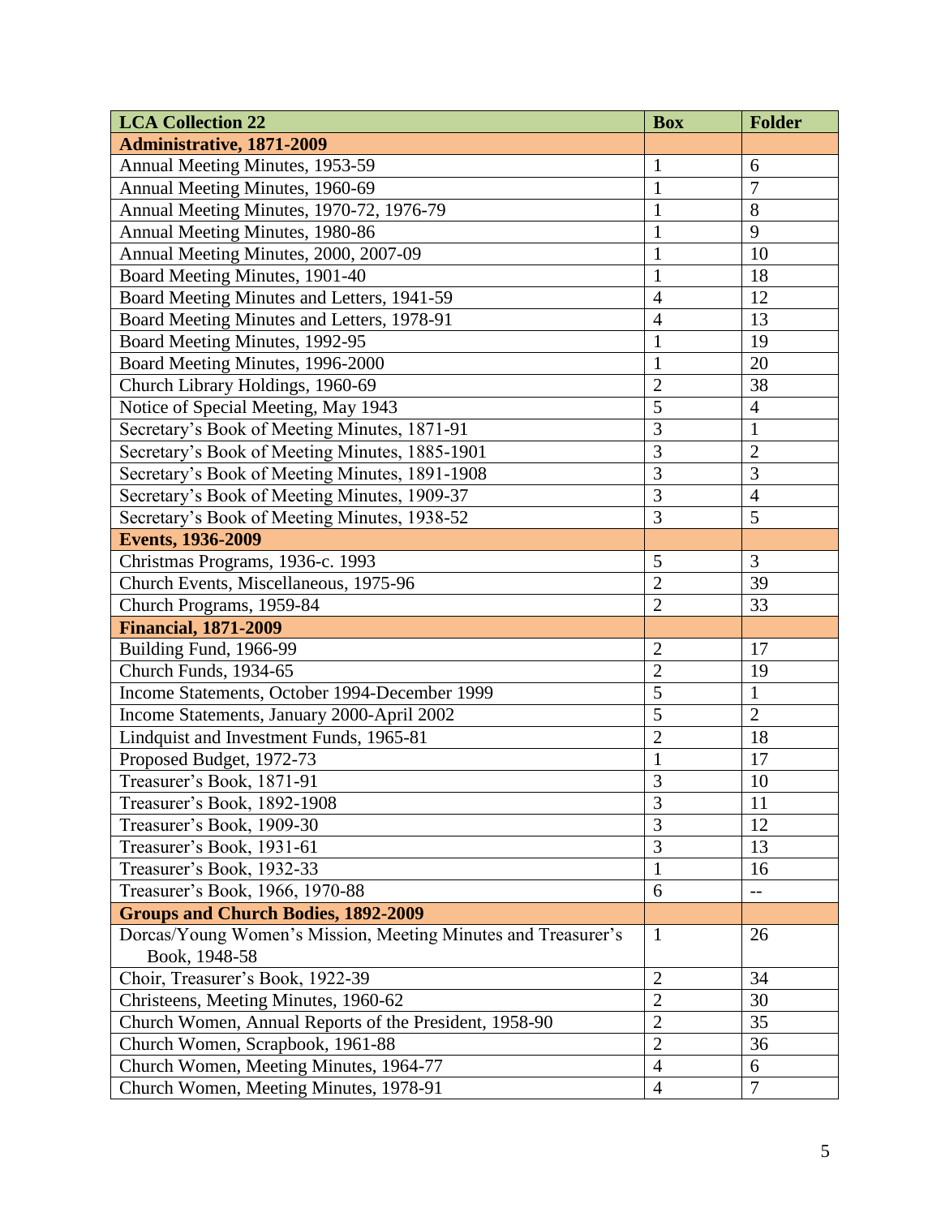| LCA Collection 22 | Box | Folder |
|---|---|---|
| **Administrative, 1871-2009** | | |
| Annual Meeting Minutes, 1953-59 | 1 | 6 |
| Annual Meeting Minutes, 1960-69 | 1 | 7 |
| Annual Meeting Minutes, 1970-72, 1976-79 | 1 | 8 |
| Annual Meeting Minutes, 1980-86 | 1 | 9 |
| Annual Meeting Minutes, 2000, 2007-09 | 1 | 10 |
| Board Meeting Minutes, 1901-40 | 1 | 18 |
| Board Meeting Minutes and Letters, 1941-59 | 4 | 12 |
| Board Meeting Minutes and Letters, 1978-91 | 4 | 13 |
| Board Meeting Minutes, 1992-95 | 1 | 19 |
| Board Meeting Minutes, 1996-2000 | 1 | 20 |
| Church Library Holdings, 1960-69 | 2 | 38 |
| Notice of Special Meeting, May 1943 | 5 | 4 |
| Secretary's Book of Meeting Minutes, 1871-91 | 3 | 1 |
| Secretary's Book of Meeting Minutes, 1885-1901 | 3 | 2 |
| Secretary's Book of Meeting Minutes, 1891-1908 | 3 | 3 |
| Secretary's Book of Meeting Minutes, 1909-37 | 3 | 4 |
| Secretary's Book of Meeting Minutes, 1938-52 | 3 | 5 |
| **Events, 1936-2009** | | |
| Christmas Programs, 1936-c. 1993 | 5 | 3 |
| Church Events, Miscellaneous, 1975-96 | 2 | 39 |
| Church Programs, 1959-84 | 2 | 33 |
| **Financial, 1871-2009** | | |
| Building Fund, 1966-99 | 2 | 17 |
| Church Funds, 1934-65 | 2 | 19 |
| Income Statements, October 1994-December 1999 | 5 | 1 |
| Income Statements, January 2000-April 2002 | 5 | 2 |
| Lindquist and Investment Funds, 1965-81 | 2 | 18 |
| Proposed Budget, 1972-73 | 1 | 17 |
| Treasurer's Book, 1871-91 | 3 | 10 |
| Treasurer's Book, 1892-1908 | 3 | 11 |
| Treasurer's Book, 1909-30 | 3 | 12 |
| Treasurer's Book, 1931-61 | 3 | 13 |
| Treasurer's Book, 1932-33 | 1 | 16 |
| Treasurer's Book, 1966, 1970-88 | 6 | -- |
| **Groups and Church Bodies, 1892-2009** | | |
| Dorcas/Young Women's Mission, Meeting Minutes and Treasurer's Book, 1948-58 | 1 | 26 |
| Choir, Treasurer's Book, 1922-39 | 2 | 34 |
| Christeens, Meeting Minutes, 1960-62 | 2 | 30 |
| Church Women, Annual Reports of the President, 1958-90 | 2 | 35 |
| Church Women, Scrapbook, 1961-88 | 2 | 36 |
| Church Women, Meeting Minutes, 1964-77 | 4 | 6 |
| Church Women, Meeting Minutes, 1978-91 | 4 | 7 |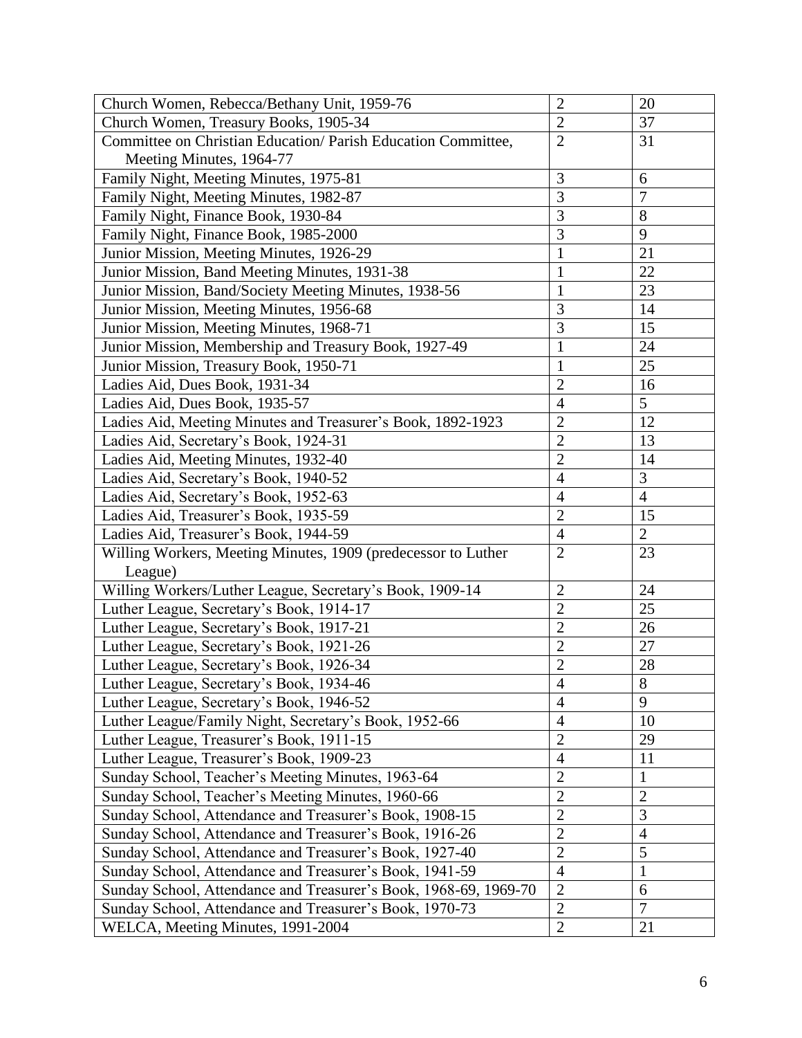| | | |
|---|---|---|
| Church Women, Rebecca/Bethany Unit, 1959-76 | 2 | 20 |
| Church Women, Treasury Books, 1905-34 | 2 | 37 |
| Committee on Christian Education/ Parish Education Committee, Meeting Minutes, 1964-77 | 2 | 31 |
| Family Night, Meeting Minutes, 1975-81 | 3 | 6 |
| Family Night, Meeting Minutes, 1982-87 | 3 | 7 |
| Family Night, Finance Book, 1930-84 | 3 | 8 |
| Family Night, Finance Book, 1985-2000 | 3 | 9 |
| Junior Mission, Meeting Minutes, 1926-29 | 1 | 21 |
| Junior Mission, Band Meeting Minutes, 1931-38 | 1 | 22 |
| Junior Mission, Band/Society Meeting Minutes, 1938-56 | 1 | 23 |
| Junior Mission, Meeting Minutes, 1956-68 | 3 | 14 |
| Junior Mission, Meeting Minutes, 1968-71 | 3 | 15 |
| Junior Mission, Membership and Treasury Book, 1927-49 | 1 | 24 |
| Junior Mission, Treasury Book, 1950-71 | 1 | 25 |
| Ladies Aid, Dues Book, 1931-34 | 2 | 16 |
| Ladies Aid, Dues Book, 1935-57 | 4 | 5 |
| Ladies Aid, Meeting Minutes and Treasurer's Book, 1892-1923 | 2 | 12 |
| Ladies Aid, Secretary's Book, 1924-31 | 2 | 13 |
| Ladies Aid, Meeting Minutes, 1932-40 | 2 | 14 |
| Ladies Aid, Secretary's Book, 1940-52 | 4 | 3 |
| Ladies Aid, Secretary's Book, 1952-63 | 4 | 4 |
| Ladies Aid, Treasurer's Book, 1935-59 | 2 | 15 |
| Ladies Aid, Treasurer's Book, 1944-59 | 4 | 2 |
| Willing Workers, Meeting Minutes, 1909 (predecessor to Luther League) | 2 | 23 |
| Willing Workers/Luther League, Secretary's Book, 1909-14 | 2 | 24 |
| Luther League, Secretary's Book, 1914-17 | 2 | 25 |
| Luther League, Secretary's Book, 1917-21 | 2 | 26 |
| Luther League, Secretary's Book, 1921-26 | 2 | 27 |
| Luther League, Secretary's Book, 1926-34 | 2 | 28 |
| Luther League, Secretary's Book, 1934-46 | 4 | 8 |
| Luther League, Secretary's Book, 1946-52 | 4 | 9 |
| Luther League/Family Night, Secretary's Book, 1952-66 | 4 | 10 |
| Luther League, Treasurer's Book, 1911-15 | 2 | 29 |
| Luther League, Treasurer's Book, 1909-23 | 4 | 11 |
| Sunday School, Teacher's Meeting Minutes, 1963-64 | 2 | 1 |
| Sunday School, Teacher's Meeting Minutes, 1960-66 | 2 | 2 |
| Sunday School, Attendance and Treasurer's Book, 1908-15 | 2 | 3 |
| Sunday School, Attendance and Treasurer's Book, 1916-26 | 2 | 4 |
| Sunday School, Attendance and Treasurer's Book, 1927-40 | 2 | 5 |
| Sunday School, Attendance and Treasurer's Book, 1941-59 | 4 | 1 |
| Sunday School, Attendance and Treasurer's Book, 1968-69, 1969-70 | 2 | 6 |
| Sunday School, Attendance and Treasurer's Book, 1970-73 | 2 | 7 |
| WELCA, Meeting Minutes, 1991-2004 | 2 | 21 |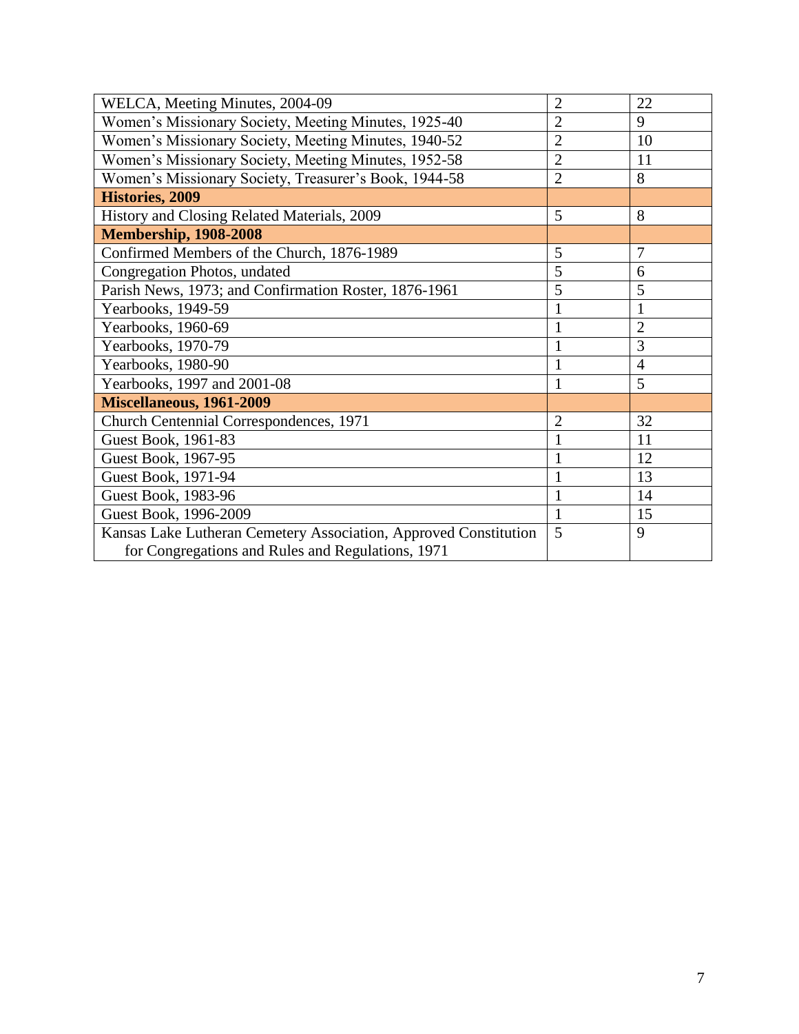| | | |
|---|---|---|
| WELCA, Meeting Minutes, 2004-09 | 2 | 22 |
| Women's Missionary Society, Meeting Minutes, 1925-40 | 2 | 9 |
| Women's Missionary Society, Meeting Minutes, 1940-52 | 2 | 10 |
| Women's Missionary Society, Meeting Minutes, 1952-58 | 2 | 11 |
| Women's Missionary Society, Treasurer's Book, 1944-58 | 2 | 8 |
| **Histories, 2009** | | |
| History and Closing Related Materials, 2009 | 5 | 8 |
| **Membership, 1908-2008** | | |
| Confirmed Members of the Church, 1876-1989 | 5 | 7 |
| Congregation Photos, undated | 5 | 6 |
| Parish News, 1973; and Confirmation Roster, 1876-1961 | 5 | 5 |
| Yearbooks, 1949-59 | 1 | 1 |
| Yearbooks, 1960-69 | 1 | 2 |
| Yearbooks, 1970-79 | 1 | 3 |
| Yearbooks, 1980-90 | 1 | 4 |
| Yearbooks, 1997 and 2001-08 | 1 | 5 |
| **Miscellaneous, 1961-2009** | | |
| Church Centennial Correspondences, 1971 | 2 | 32 |
| Guest Book, 1961-83 | 1 | 11 |
| Guest Book, 1967-95 | 1 | 12 |
| Guest Book, 1971-94 | 1 | 13 |
| Guest Book, 1983-96 | 1 | 14 |
| Guest Book, 1996-2009 | 1 | 15 |
| Kansas Lake Lutheran Cemetery Association, Approved Constitution for Congregations and Rules and Regulations, 1971 | 5 | 9 |